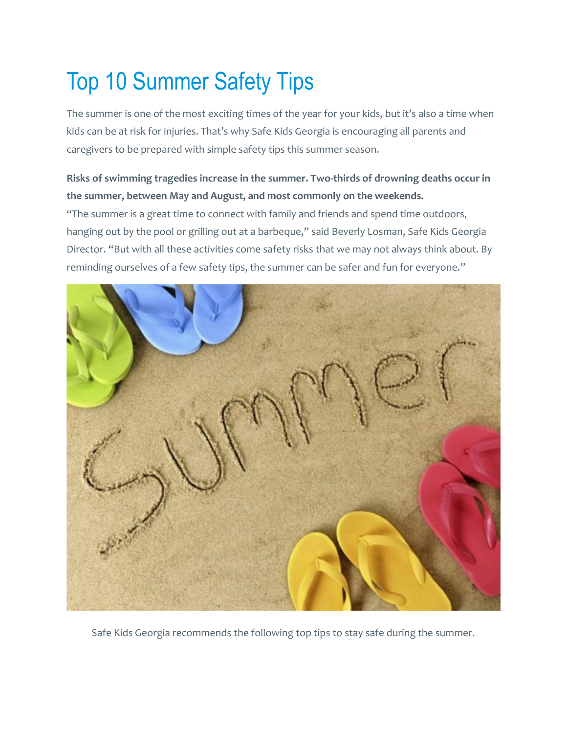# Top 10 Summer Safety Tips

The summer is one of the most exciting times of the year for your kids, but it's also a time when kids can be at risk for injuries. That's why Safe Kids Georgia is encouraging all parents and caregivers to be prepared with simple safety tips this summer season.

**Risks of swimming tragedies increase in the summer. Two-thirds of drowning deaths occur in the summer, between May and August, and most commonly on the weekends.**

"The summer is a great time to connect with family and friends and spend time outdoors, hanging out by the pool or grilling out at a barbeque," said Beverly Losman, Safe Kids Georgia Director. "But with all these activities come safety risks that we may not always think about. By reminding ourselves of a few safety tips, the summer can be safer and fun for everyone."

Safe Kids Georgia recommends the following top tips to stay safe during the summer.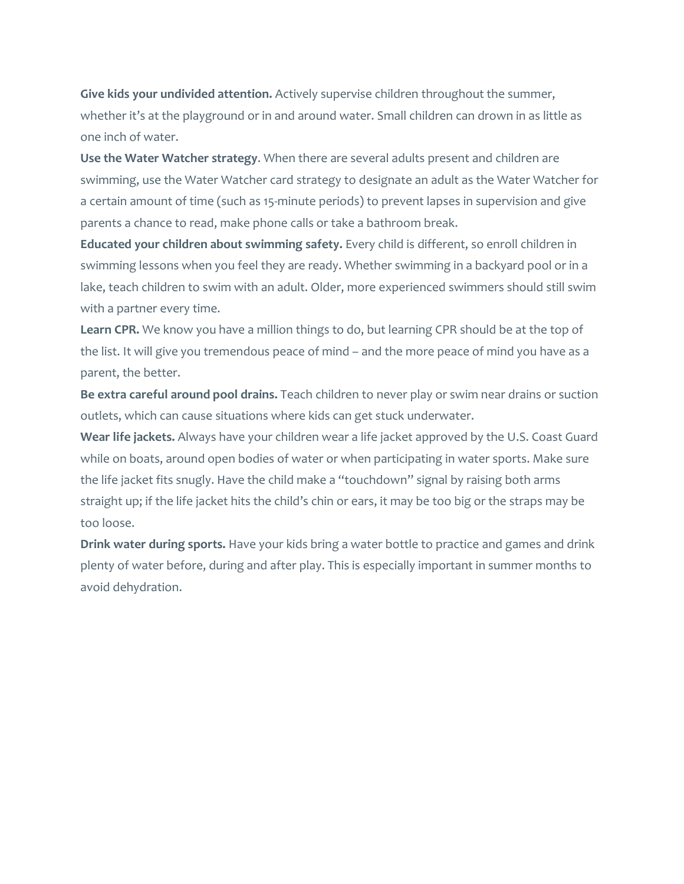**Give kids your undivided attention.** Actively supervise children throughout the summer, whether it's at the playground or in and around water. Small children can drown in as little as one inch of water.

**Use the Water Watcher strategy**. When there are several adults present and children are swimming, use the Water Watcher card strategy to designate an adult as the Water Watcher for a certain amount of time (such as 15-minute periods) to prevent lapses in supervision and give parents a chance to read, make phone calls or take a bathroom break.

**Educated your children about swimming safety.** Every child is different, so enroll children in swimming lessons when you feel they are ready. Whether swimming in a backyard pool or in a lake, teach children to swim with an adult. Older, more experienced swimmers should still swim with a partner every time.

**Learn CPR.** We know you have a million things to do, but learning CPR should be at the top of the list. It will give you tremendous peace of mind – and the more peace of mind you have as a parent, the better.

**Be extra careful around pool drains.** Teach children to never play or swim near drains or suction outlets, which can cause situations where kids can get stuck underwater.

**Wear life jackets.** Always have your children wear a life jacket approved by the U.S. Coast Guard while on boats, around open bodies of water or when participating in water sports. Make sure the life jacket fits snugly. Have the child make a "touchdown" signal by raising both arms straight up; if the life jacket hits the child's chin or ears, it may be too big or the straps may be too loose.

**Drink water during sports.** Have your kids bring a water bottle to practice and games and drink plenty of water before, during and after play. This is especially important in summer months to avoid dehydration.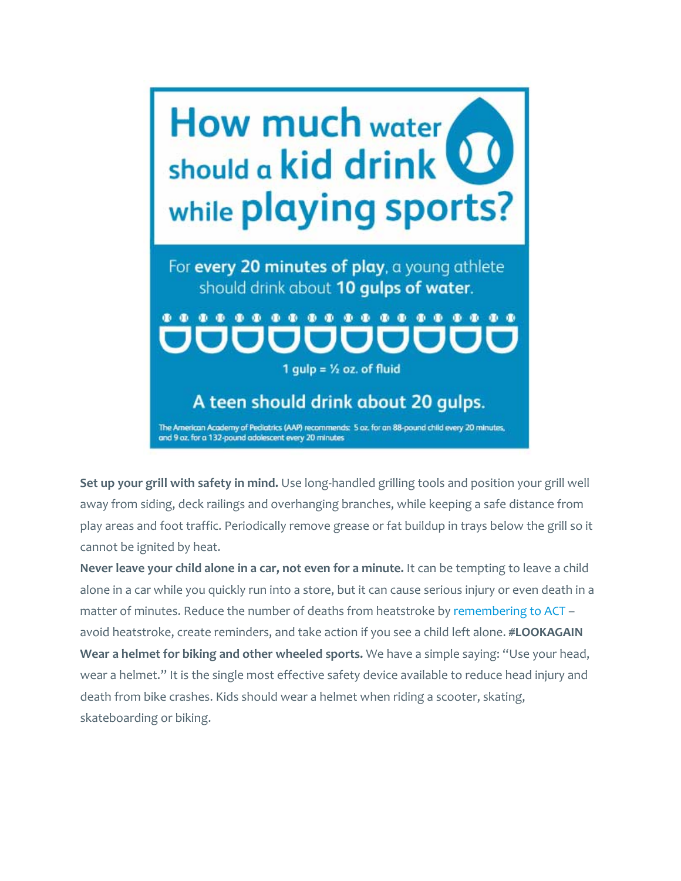# How much water should a kid drink while playing sports?

For **every 20 minutes of play**, a young athlete should drink about **10 gulps of water**.

1 gulp = ½ oz. of fluid

**A teen should drink about 20 gulps.**

The American Academy of Pediatrics (AAP) recommends: 5 oz. for an 88-pound child every 20 minutes, and 9 oz. for a 132-pound adolescent every 20 minutes

**Set up your grill with safety in mind.** Use long-handled grilling tools and position your grill well away from siding, deck railings and overhanging branches, while keeping a safe distance from play areas and foot traffic. Periodically remove grease or fat buildup in trays below the grill so it cannot be ignited by heat.

**Never leave your child alone in a car, not even for a minute.** It can be tempting to leave a child alone in a car while you quickly run into a store, but it can cause serious injury or even death in a matter of minutes. Reduce the number of deaths from heatstroke by remembering to ACT – avoid heatstroke, create reminders, and take action if you see a child left alone. **#LOOKAGAIN**

**Wear a helmet for biking and other wheeled sports.** We have a simple saying: "Use your head, wear a helmet." It is the single most effective safety device available to reduce head injury and death from bike crashes. Kids should wear a helmet when riding a scooter, skating, skateboarding or biking.